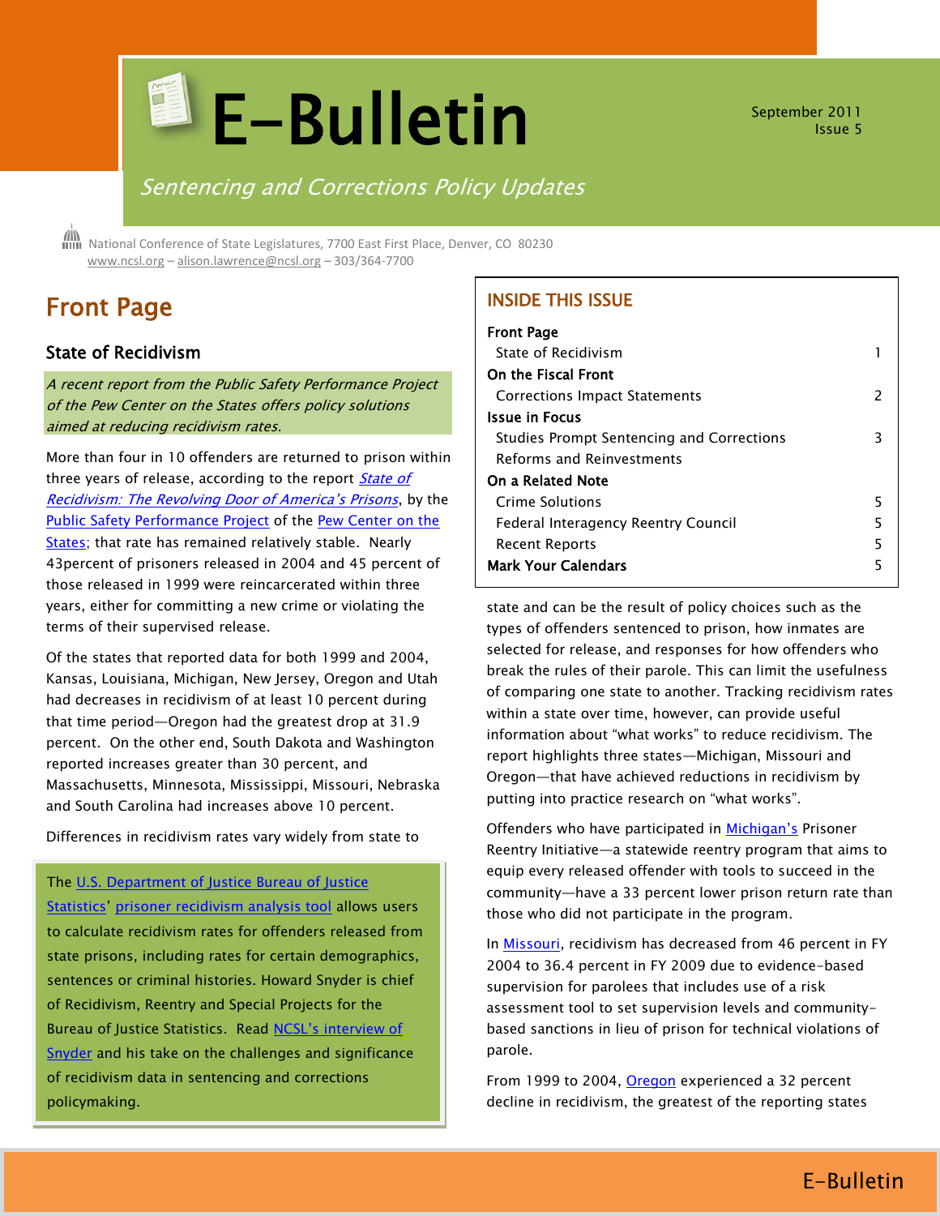# E-Bulletin

September 2011
Issue 5

*Sentencing and Corrections Policy Updates*

National Conference of State Legislatures, 7700 East First Place, Denver, CO 80230
www.ncsl.org – alison.lawrence@ncsl.org – 303/364-7700

## INSIDE THIS ISSUE

| | |
|---|---|
| **Front Page** | |
| State of Recidivism | 1 |
| **On the Fiscal Front** | |
| Corrections Impact Statements | 2 |
| **Issue in Focus** | |
| Studies Prompt Sentencing and Corrections Reforms and Reinvestments | 3 |
| **On a Related Note** | |
| Crime Solutions | 5 |
| Federal Interagency Reentry Council | 5 |
| Recent Reports | 5 |
| **Mark Your Calendars** | 5 |

## Front Page

### State of Recidivism

*A recent report from the Public Safety Performance Project of the Pew Center on the States offers policy solutions aimed at reducing recidivism rates.*

More than four in 10 offenders are returned to prison within three years of release, according to the report *State of Recidivism: The Revolving Door of America's Prisons*, by the Public Safety Performance Project of the Pew Center on the States; that rate has remained relatively stable. Nearly 43percent of prisoners released in 2004 and 45 percent of those released in 1999 were reincarcerated within three years, either for committing a new crime or violating the terms of their supervised release.

Of the states that reported data for both 1999 and 2004, Kansas, Louisiana, Michigan, New Jersey, Oregon and Utah had decreases in recidivism of at least 10 percent during that time period—Oregon had the greatest drop at 31.9 percent. On the other end, South Dakota and Washington reported increases greater than 30 percent, and Massachusetts, Minnesota, Mississippi, Missouri, Nebraska and South Carolina had increases above 10 percent.

Differences in recidivism rates vary widely from state to state and can be the result of policy choices such as the types of offenders sentenced to prison, how inmates are selected for release, and responses for how offenders who break the rules of their parole. This can limit the usefulness of comparing one state to another. Tracking recidivism rates within a state over time, however, can provide useful information about "what works" to reduce recidivism. The report highlights three states—Michigan, Missouri and Oregon—that have achieved reductions in recidivism by putting into practice research on "what works".

Offenders who have participated in Michigan's Prisoner Reentry Initiative—a statewide reentry program that aims to equip every released offender with tools to succeed in the community—have a 33 percent lower prison return rate than those who did not participate in the program.

In Missouri, recidivism has decreased from 46 percent in FY 2004 to 36.4 percent in FY 2009 due to evidence-based supervision for parolees that includes use of a risk assessment tool to set supervision levels and community-based sanctions in lieu of prison for technical violations of parole.

From 1999 to 2004, Oregon experienced a 32 percent decline in recidivism, the greatest of the reporting states

> The U.S. Department of Justice Bureau of Justice Statistics' prisoner recidivism analysis tool allows users to calculate recidivism rates for offenders released from state prisons, including rates for certain demographics, sentences or criminal histories. Howard Snyder is chief of Recidivism, Reentry and Special Projects for the Bureau of Justice Statistics. Read NCSL's interview of Snyder and his take on the challenges and significance of recidivism data in sentencing and corrections policymaking.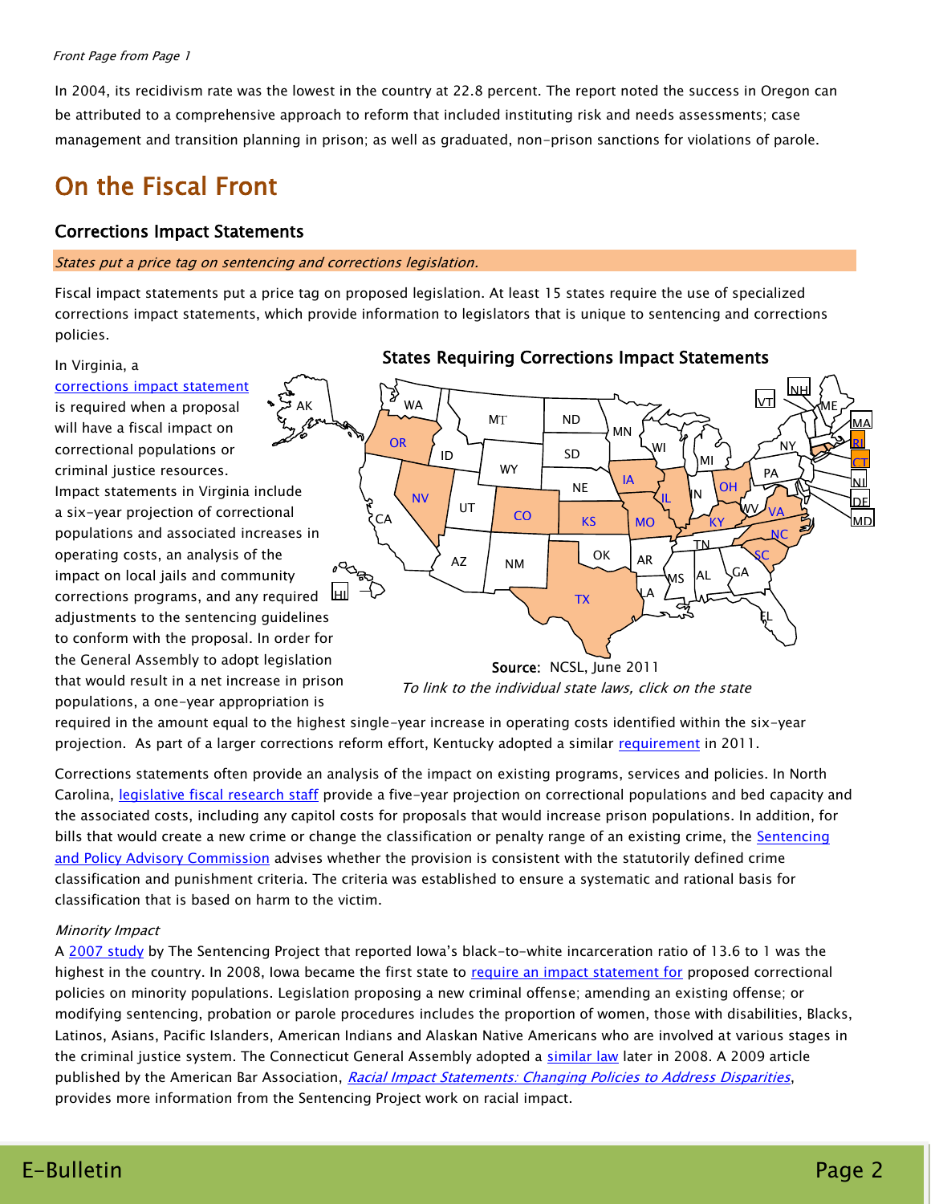*Front Page from Page 1*

In 2004, its recidivism rate was the lowest in the country at 22.8 percent. The report noted the success in Oregon can be attributed to a comprehensive approach to reform that included instituting risk and needs assessments; case management and transition planning in prison; as well as graduated, non-prison sanctions for violations of parole.

# On the Fiscal Front

## Corrections Impact Statements

*States put a price tag on sentencing and corrections legislation.*

Fiscal impact statements put a price tag on proposed legislation. At least 15 states require the use of specialized corrections impact statements, which provide information to legislators that is unique to sentencing and corrections policies.

**States Requiring Corrections Impact Statements**

Source: NCSL, June 2011

*To link to the individual state laws, click on the state*

In Virginia, a corrections impact statement is required when a proposal will have a fiscal impact on correctional populations or criminal justice resources. Impact statements in Virginia include a six-year projection of correctional populations and associated increases in operating costs, an analysis of the impact on local jails and community corrections programs, and any required adjustments to the sentencing guidelines to conform with the proposal. In order for the General Assembly to adopt legislation that would result in a net increase in prison populations, a one-year appropriation is required in the amount equal to the highest single-year increase in operating costs identified within the six-year projection. As part of a larger corrections reform effort, Kentucky adopted a similar requirement in 2011.

Corrections statements often provide an analysis of the impact on existing programs, services and policies. In North Carolina, legislative fiscal research staff provide a five-year projection on correctional populations and bed capacity and the associated costs, including any capitol costs for proposals that would increase prison populations. In addition, for bills that would create a new crime or change the classification or penalty range of an existing crime, the Sentencing and Policy Advisory Commission advises whether the provision is consistent with the statutorily defined crime classification and punishment criteria. The criteria was established to ensure a systematic and rational basis for classification that is based on harm to the victim.

*Minority Impact*

A 2007 study by The Sentencing Project that reported Iowa's black-to-white incarceration ratio of 13.6 to 1 was the highest in the country. In 2008, Iowa became the first state to require an impact statement for proposed correctional policies on minority populations. Legislation proposing a new criminal offense; amending an existing offense; or modifying sentencing, probation or parole procedures includes the proportion of women, those with disabilities, Blacks, Latinos, Asians, Pacific Islanders, American Indians and Alaskan Native Americans who are involved at various stages in the criminal justice system. The Connecticut General Assembly adopted a similar law later in 2008. A 2009 article published by the American Bar Association, *Racial Impact Statements: Changing Policies to Address Disparities*, provides more information from the Sentencing Project work on racial impact.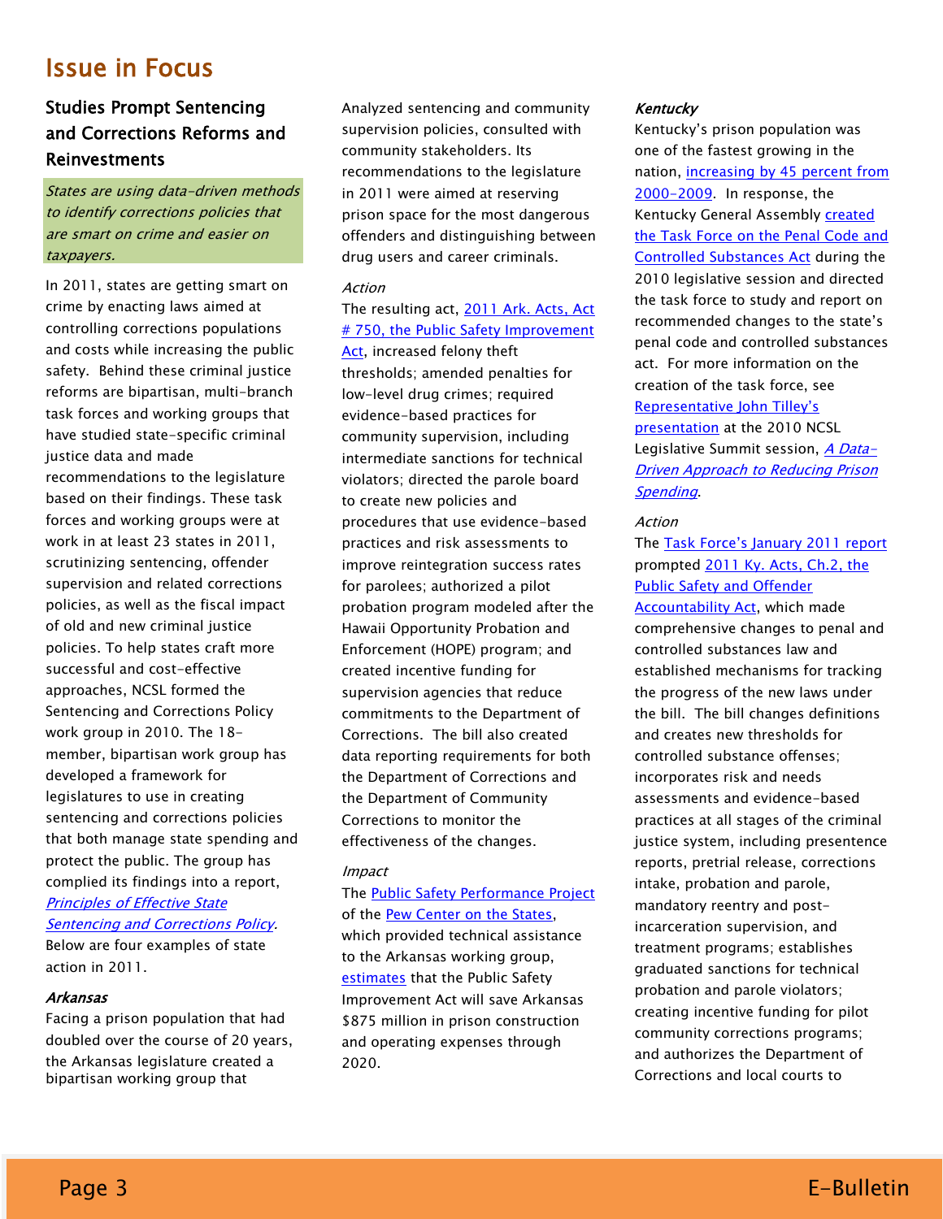## Issue in Focus

### Studies Prompt Sentencing and Corrections Reforms and Reinvestments

*States are using data-driven methods to identify corrections policies that are smart on crime and easier on taxpayers.*

In 2011, states are getting smart on crime by enacting laws aimed at controlling corrections populations and costs while increasing the public safety. Behind these criminal justice reforms are bipartisan, multi-branch task forces and working groups that have studied state-specific criminal justice data and made recommendations to the legislature based on their findings. These task forces and working groups were at work in at least 23 states in 2011, scrutinizing sentencing, offender supervision and related corrections policies, as well as the fiscal impact of old and new criminal justice policies. To help states craft more successful and cost-effective approaches, NCSL formed the Sentencing and Corrections Policy work group in 2010. The 18-member, bipartisan work group has developed a framework for legislatures to use in creating sentencing and corrections policies that both manage state spending and protect the public. The group has complied its findings into a report, *Principles of Effective State Sentencing and Corrections Policy*. Below are four examples of state action in 2011.

#### *Arkansas*

Facing a prison population that had doubled over the course of 20 years, the Arkansas legislature created a bipartisan working group that Analyzed sentencing and community supervision policies, consulted with community stakeholders. Its recommendations to the legislature in 2011 were aimed at reserving prison space for the most dangerous offenders and distinguishing between drug users and career criminals.

*Action*

The resulting act, 2011 Ark. Acts, Act # 750, the Public Safety Improvement Act, increased felony theft thresholds; amended penalties for low-level drug crimes; required evidence-based practices for community supervision, including intermediate sanctions for technical violators; directed the parole board to create new policies and procedures that use evidence-based practices and risk assessments to improve reintegration success rates for parolees; authorized a pilot probation program modeled after the Hawaii Opportunity Probation and Enforcement (HOPE) program; and created incentive funding for supervision agencies that reduce commitments to the Department of Corrections. The bill also created data reporting requirements for both the Department of Corrections and the Department of Community Corrections to monitor the effectiveness of the changes.

*Impact*

The Public Safety Performance Project of the Pew Center on the States, which provided technical assistance to the Arkansas working group, estimates that the Public Safety Improvement Act will save Arkansas $875 million in prison construction and operating expenses through 2020.

#### *Kentucky*

Kentucky's prison population was one of the fastest growing in the nation, increasing by 45 percent from 2000-2009. In response, the Kentucky General Assembly created the Task Force on the Penal Code and Controlled Substances Act during the 2010 legislative session and directed the task force to study and report on recommended changes to the state's penal code and controlled substances act. For more information on the creation of the task force, see Representative John Tilley's presentation at the 2010 NCSL Legislative Summit session, *A Data-Driven Approach to Reducing Prison Spending*.

*Action*

The Task Force's January 2011 report prompted 2011 Ky. Acts, Ch.2, the Public Safety and Offender Accountability Act, which made comprehensive changes to penal and controlled substances law and established mechanisms for tracking the progress of the new laws under the bill. The bill changes definitions and creates new thresholds for controlled substance offenses; incorporates risk and needs assessments and evidence-based practices at all stages of the criminal justice system, including presentence reports, pretrial release, corrections intake, probation and parole, mandatory reentry and post-incarceration supervision, and treatment programs; establishes graduated sanctions for technical probation and parole violators; creating incentive funding for pilot community corrections programs; and authorizes the Department of Corrections and local courts to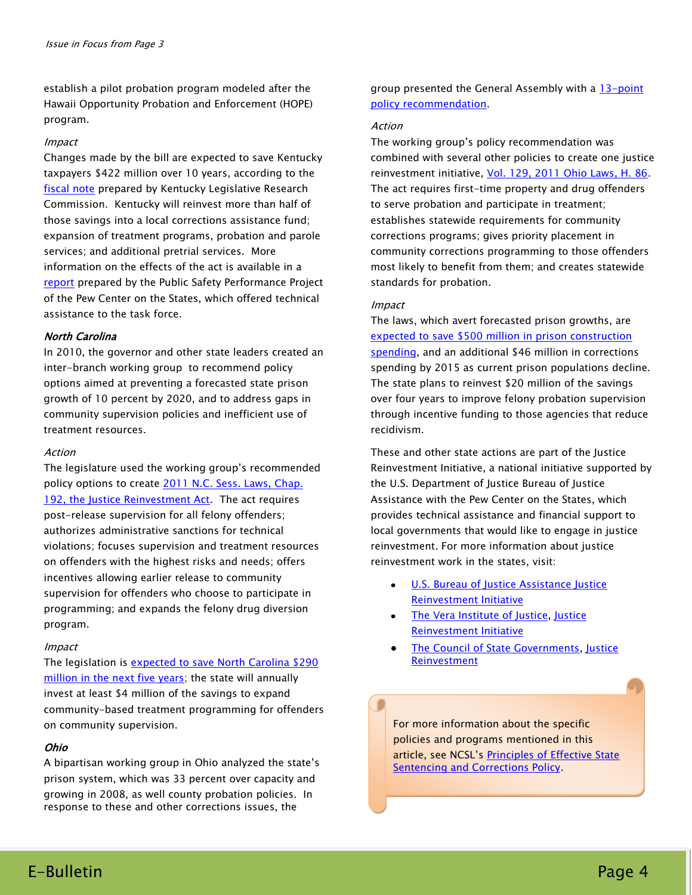*Issue in Focus from Page 3*

establish a pilot probation program modeled after the Hawaii Opportunity Probation and Enforcement (HOPE) program.

*Impact*

Changes made by the bill are expected to save Kentucky taxpayers $422 million over 10 years, according to the fiscal note prepared by Kentucky Legislative Research Commission. Kentucky will reinvest more than half of those savings into a local corrections assistance fund; expansion of treatment programs, probation and parole services; and additional pretrial services. More information on the effects of the act is available in a report prepared by the Public Safety Performance Project of the Pew Center on the States, which offered technical assistance to the task force.

***North Carolina***

In 2010, the governor and other state leaders created an inter-branch working group to recommend policy options aimed at preventing a forecasted state prison growth of 10 percent by 2020, and to address gaps in community supervision policies and inefficient use of treatment resources.

*Action*

The legislature used the working group's recommended policy options to create 2011 N.C. Sess. Laws, Chap. 192, the Justice Reinvestment Act. The act requires post-release supervision for all felony offenders; authorizes administrative sanctions for technical violations; focuses supervision and treatment resources on offenders with the highest risks and needs; offers incentives allowing earlier release to community supervision for offenders who choose to participate in programming; and expands the felony drug diversion program.

*Impact*

The legislation is expected to save North Carolina $290 million in the next five years; the state will annually invest at least $4 million of the savings to expand community-based treatment programming for offenders on community supervision.

***Ohio***

A bipartisan working group in Ohio analyzed the state's prison system, which was 33 percent over capacity and growing in 2008, as well county probation policies. In response to these and other corrections issues, the group presented the General Assembly with a 13-point policy recommendation.

*Action*

The working group's policy recommendation was combined with several other policies to create one justice reinvestment initiative, Vol. 129, 2011 Ohio Laws, H. 86. The act requires first-time property and drug offenders to serve probation and participate in treatment; establishes statewide requirements for community corrections programs; gives priority placement in community corrections programming to those offenders most likely to benefit from them; and creates statewide standards for probation.

*Impact*

The laws, which avert forecasted prison growths, are expected to save $500 million in prison construction spending, and an additional $46 million in corrections spending by 2015 as current prison populations decline. The state plans to reinvest $20 million of the savings over four years to improve felony probation supervision through incentive funding to those agencies that reduce recidivism.

These and other state actions are part of the Justice Reinvestment Initiative, a national initiative supported by the U.S. Department of Justice Bureau of Justice Assistance with the Pew Center on the States, which provides technical assistance and financial support to local governments that would like to engage in justice reinvestment. For more information about justice reinvestment work in the states, visit:

- U.S. Bureau of Justice Assistance Justice Reinvestment Initiative
- The Vera Institute of Justice, Justice Reinvestment Initiative
- The Council of State Governments, Justice Reinvestment

For more information about the specific policies and programs mentioned in this article, see NCSL's Principles of Effective State Sentencing and Corrections Policy.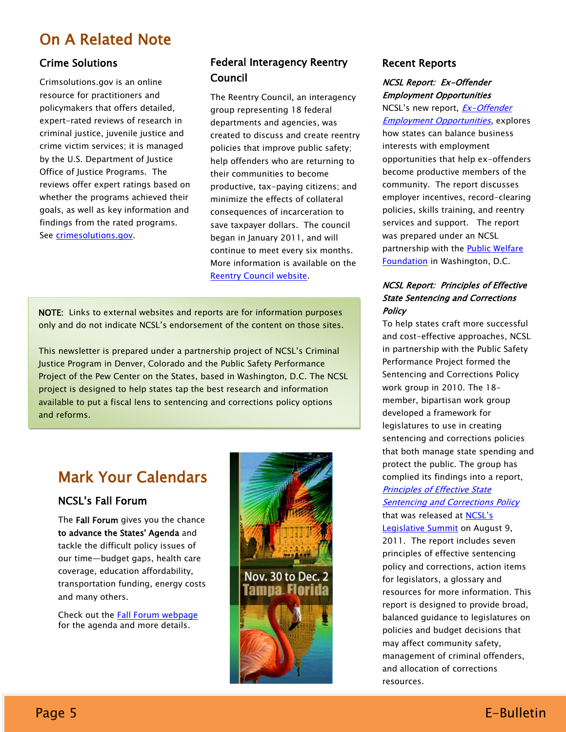# On A Related Note

## Crime Solutions

Crimsolutions.gov is an online resource for practitioners and policymakers that offers detailed, expert-rated reviews of research in criminal justice, juvenile justice and crime victim services; it is managed by the U.S. Department of Justice Office of Justice Programs. The reviews offer expert ratings based on whether the programs achieved their goals, as well as key information and findings from the rated programs. See crimesolutions.gov.

## Federal Interagency Reentry Council

The Reentry Council, an interagency group representing 18 federal departments and agencies, was created to discuss and create reentry policies that improve public safety; help offenders who are returning to their communities to become productive, tax-paying citizens; and minimize the effects of collateral consequences of incarceration to save taxpayer dollars. The council began in January 2011, and will continue to meet every six months. More information is available on the Reentry Council website.

## Recent Reports

***NCSL Report: Ex-Offender Employment Opportunities***

NCSL's new report, *Ex-Offender Employment Opportunities*, explores how states can balance business interests with employment opportunities that help ex-offenders become productive members of the community. The report discusses employer incentives, record-clearing policies, skills training, and reentry services and support. The report was prepared under an NCSL partnership with the Public Welfare Foundation in Washington, D.C.

***NCSL Report: Principles of Effective State Sentencing and Corrections Policy***

To help states craft more successful and cost-effective approaches, NCSL in partnership with the Public Safety Performance Project formed the Sentencing and Corrections Policy work group in 2010. The 18-member, bipartisan work group developed a framework for legislatures to use in creating sentencing and corrections policies that both manage state spending and protect the public. The group has complied its findings into a report, *Principles of Effective State Sentencing and Corrections Policy* that was released at NCSL's Legislative Summit on August 9, 2011. The report includes seven principles of effective sentencing policy and corrections, action items for legislators, a glossary and resources for more information. This report is designed to provide broad, balanced guidance to legislatures on policies and budget decisions that may affect community safety, management of criminal offenders, and allocation of corrections resources.

**NOTE:** Links to external websites and reports are for information purposes only and do not indicate NCSL's endorsement of the content on those sites.

This newsletter is prepared under a partnership project of NCSL's Criminal Justice Program in Denver, Colorado and the Public Safety Performance Project of the Pew Center on the States, based in Washington, D.C. The NCSL project is designed to help states tap the best research and information available to put a fiscal lens to sentencing and corrections policy options and reforms.

# Mark Your Calendars

## NCSL's Fall Forum

The **Fall Forum** gives you the chance **to advance the States' Agenda** and tackle the difficult policy issues of our time—budget gaps, health care coverage, education affordability, transportation funding, energy costs and many others.

Check out the Fall Forum webpage for the agenda and more details.

Nov. 30 to Dec. 2
Tampa, Florida